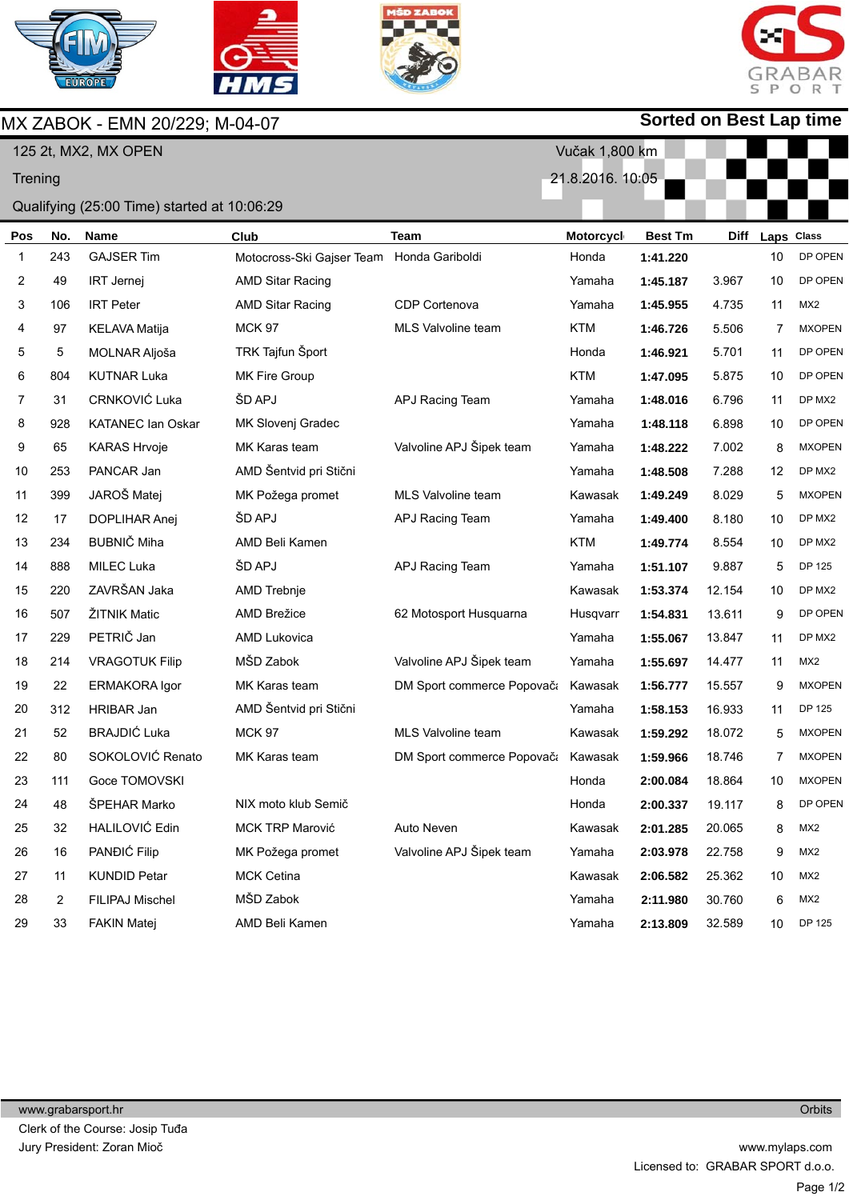# MX ZABOK - EMN 20/229; M-04-07

**Sorted on Best Lap time**

125 2t, MX2, MX OPEN

Trening

Qualifying (25:00 Time) started at 10:06:29

Vučak 1,800 km

21.8.2016. 10:05

| Pos | No. | Name | Club | Team | Motorcycl | Best Tm | Diff | Laps | Class |
|---|---|---|---|---|---|---|---|---|---|
| 1 | 243 | GAJSER Tim | Motocross-Ski Gajser Team | Honda Gariboldi | Honda | **1:41.220** | | 10 | DP OPEN |
| 2 | 49 | IRT Jernej | AMD Sitar Racing | | Yamaha | **1:45.187** | 3.967 | 10 | DP OPEN |
| 3 | 106 | IRT Peter | AMD Sitar Racing | CDP Cortenova | Yamaha | **1:45.955** | 4.735 | 11 | MX2 |
| 4 | 97 | KELAVA Matija | MCK 97 | MLS Valvoline team | KTM | **1:46.726** | 5.506 | 7 | MXOPEN |
| 5 | 5 | MOLNAR Aljoša | TRK Tajfun Šport | | Honda | **1:46.921** | 5.701 | 11 | DP OPEN |
| 6 | 804 | KUTNAR Luka | MK Fire Group | | KTM | **1:47.095** | 5.875 | 10 | DP OPEN |
| 7 | 31 | CRNKOVIĆ Luka | ŠD APJ | APJ Racing Team | Yamaha | **1:48.016** | 6.796 | 11 | DP MX2 |
| 8 | 928 | KATANEC Ian Oskar | MK Slovenj Gradec | | Yamaha | **1:48.118** | 6.898 | 10 | DP OPEN |
| 9 | 65 | KARAS Hrvoje | MK Karas team | Valvoline APJ Šipek team | Yamaha | **1:48.222** | 7.002 | 8 | MXOPEN |
| 10 | 253 | PANCAR Jan | AMD Šentvid pri Stični | | Yamaha | **1:48.508** | 7.288 | 12 | DP MX2 |
| 11 | 399 | JAROŠ Matej | MK Požega promet | MLS Valvoline team | Kawasak | **1:49.249** | 8.029 | 5 | MXOPEN |
| 12 | 17 | DOPLIHAR Anej | ŠD APJ | APJ Racing Team | Yamaha | **1:49.400** | 8.180 | 10 | DP MX2 |
| 13 | 234 | BUBNIČ Miha | AMD Beli Kamen | | KTM | **1:49.774** | 8.554 | 10 | DP MX2 |
| 14 | 888 | MILEC Luka | ŠD APJ | APJ Racing Team | Yamaha | **1:51.107** | 9.887 | 5 | DP 125 |
| 15 | 220 | ZAVRŠAN Jaka | AMD Trebnje | | Kawasak | **1:53.374** | 12.154 | 10 | DP MX2 |
| 16 | 507 | ŽITNIK Matic | AMD Brežice | 62 Motosport Husquarna | Husqvarr | **1:54.831** | 13.611 | 9 | DP OPEN |
| 17 | 229 | PETRIČ Jan | AMD Lukovica | | Yamaha | **1:55.067** | 13.847 | 11 | DP MX2 |
| 18 | 214 | VRAGOTUK Filip | MŠD Zabok | Valvoline APJ Šipek team | Yamaha | **1:55.697** | 14.477 | 11 | MX2 |
| 19 | 22 | ERMAKORA Igor | MK Karas team | DM Sport commerce Popovača | Kawasak | **1:56.777** | 15.557 | 9 | MXOPEN |
| 20 | 312 | HRIBAR Jan | AMD Šentvid pri Stični | | Yamaha | **1:58.153** | 16.933 | 11 | DP 125 |
| 21 | 52 | BRAJDIĆ Luka | MCK 97 | MLS Valvoline team | Kawasak | **1:59.292** | 18.072 | 5 | MXOPEN |
| 22 | 80 | SOKOLOVIĆ Renato | MK Karas team | DM Sport commerce Popovača | Kawasak | **1:59.966** | 18.746 | 7 | MXOPEN |
| 23 | 111 | Goce TOMOVSKI | | | Honda | **2:00.084** | 18.864 | 10 | MXOPEN |
| 24 | 48 | ŠPEHAR Marko | NIX moto klub Semič | | Honda | **2:00.337** | 19.117 | 8 | DP OPEN |
| 25 | 32 | HALILOVIĆ Edin | MCK TRP Marović | Auto Neven | Kawasak | **2:01.285** | 20.065 | 8 | MX2 |
| 26 | 16 | PANĐIĆ Filip | MK Požega promet | Valvoline APJ Šipek team | Yamaha | **2:03.978** | 22.758 | 9 | MX2 |
| 27 | 11 | KUNDID Petar | MCK Cetina | | Kawasak | **2:06.582** | 25.362 | 10 | MX2 |
| 28 | 2 | FILIPAJ Mischel | MŠD Zabok | | Yamaha | **2:11.980** | 30.760 | 6 | MX2 |
| 29 | 33 | FAKIN Matej | AMD Beli Kamen | | Yamaha | **2:13.809** | 32.589 | 10 | DP 125 |

www.grabarsport.hr

Orbits

Clerk of the Course: Josip Tuđa

Jury President: Zoran Mioč

www.mylaps.com

Licensed to: GRABAR SPORT d.o.o.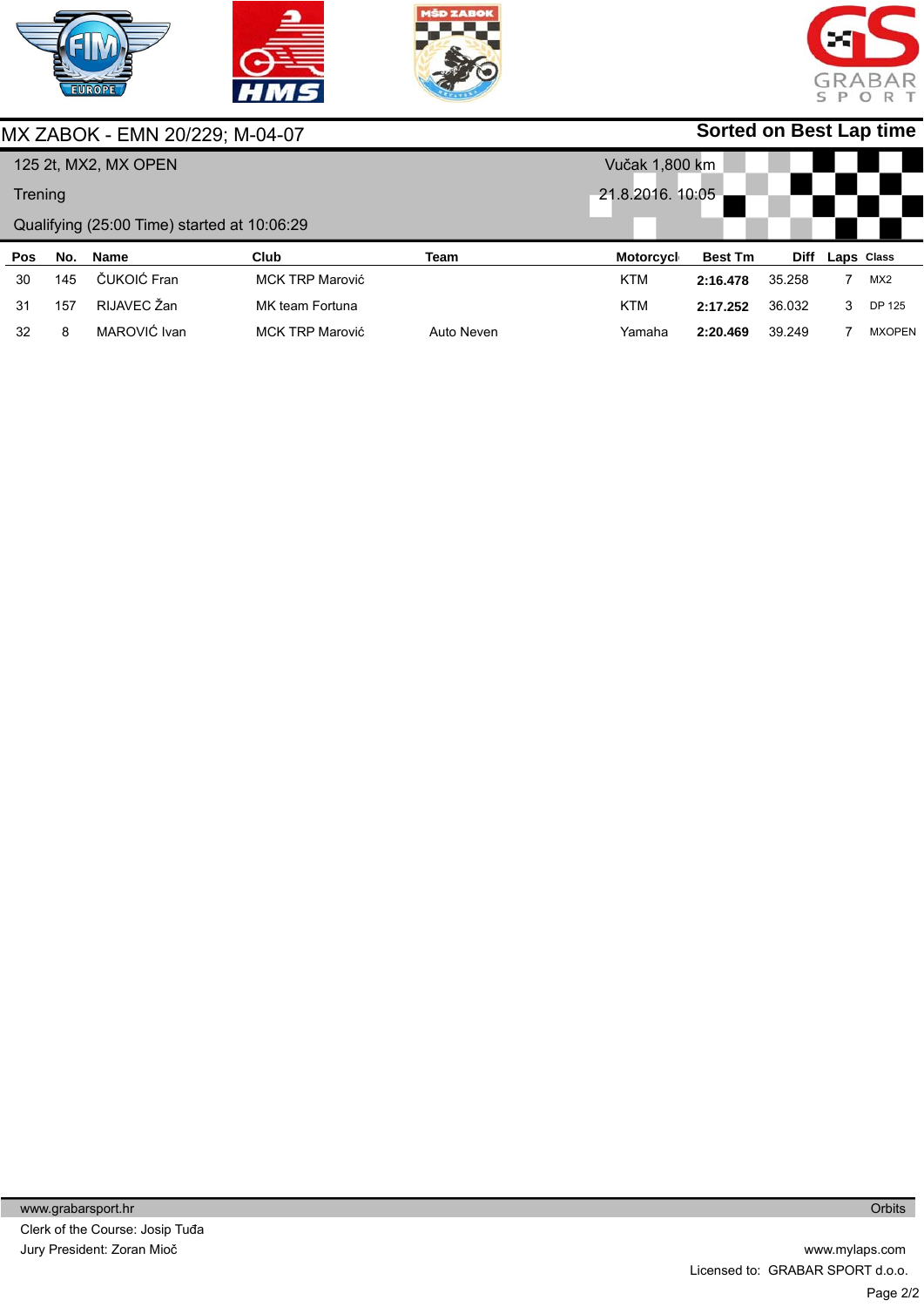## MX ZABOK - EMN 20/229; M-04-07

**Sorted on Best Lap time**

125 2t, MX2, MX OPEN

Trening

Qualifying (25:00 Time) started at 10:06:29

Vučak 1,800 km

21.8.2016. 10:05

| Pos | No. | Name | Club | Team | Motorcycl | Best Tm | Diff | Laps | Class |
|---|---|---|---|---|---|---|---|---|---|
| 30 | 145 | ČUKOIĆ Fran | MCK TRP Marović | | KTM | **2:16.478** | 35.258 | 7 | MX2 |
| 31 | 157 | RIJAVEC Žan | MK team Fortuna | | KTM | **2:17.252** | 36.032 | 3 | DP 125 |
| 32 | 8 | MAROVIĆ Ivan | MCK TRP Marović | Auto Neven | Yamaha | **2:20.469** | 39.249 | 7 | MXOPEN |

www.grabarsport.hr

Orbits

Clerk of the Course: Josip Tuđa

Jury President: Zoran Mioč

www.mylaps.com

Licensed to: GRABAR SPORT d.o.o.